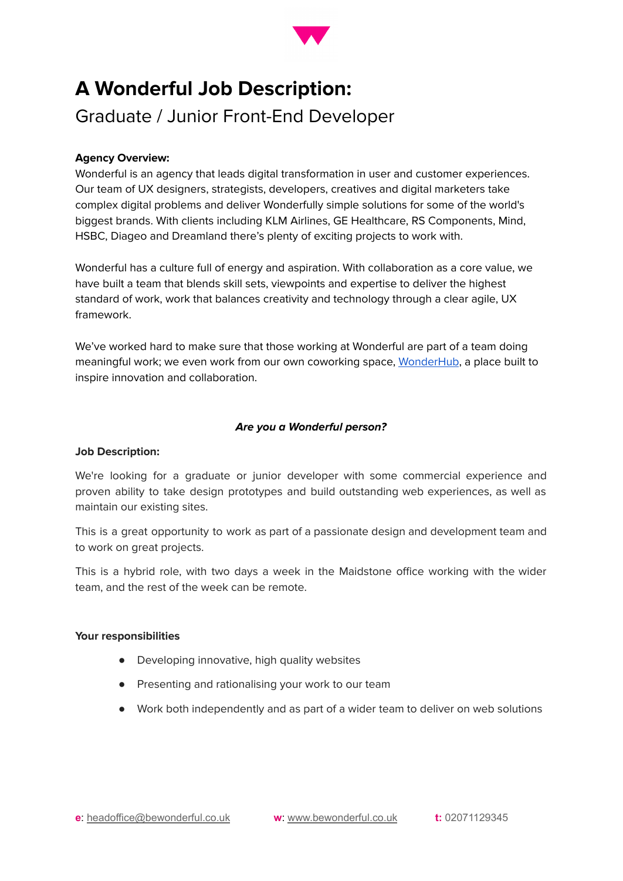# A Wonderful Job Description:

## Graduate / Junior Front-End Developer

**Agency Overview:**

Wonderful is an agency that leads digital transformation in user and customer experiences. Our team of UX designers, strategists, developers, creatives and digital marketers take complex digital problems and deliver Wonderfully simple solutions for some of the world's biggest brands. With clients including KLM Airlines, GE Healthcare, RS Components, Mind, HSBC, Diageo and Dreamland there's plenty of exciting projects to work with.

Wonderful has a culture full of energy and aspiration. With collaboration as a core value, we have built a team that blends skill sets, viewpoints and expertise to deliver the highest standard of work, work that balances creativity and technology through a clear agile, UX framework.

We've worked hard to make sure that those working at Wonderful are part of a team doing meaningful work; we even work from our own coworking space, WonderHub, a place built to inspire innovation and collaboration.

***Are you a Wonderful person?***

**Job Description:**

We're looking for a graduate or junior developer with some commercial experience and proven ability to take design prototypes and build outstanding web experiences, as well as maintain our existing sites.

This is a great opportunity to work as part of a passionate design and development team and to work on great projects.

This is a hybrid role, with two days a week in the Maidstone office working with the wider team, and the rest of the week can be remote.

**Your responsibilities**

- Developing innovative, high quality websites
- Presenting and rationalising your work to our team
- Work both independently and as part of a wider team to deliver on web solutions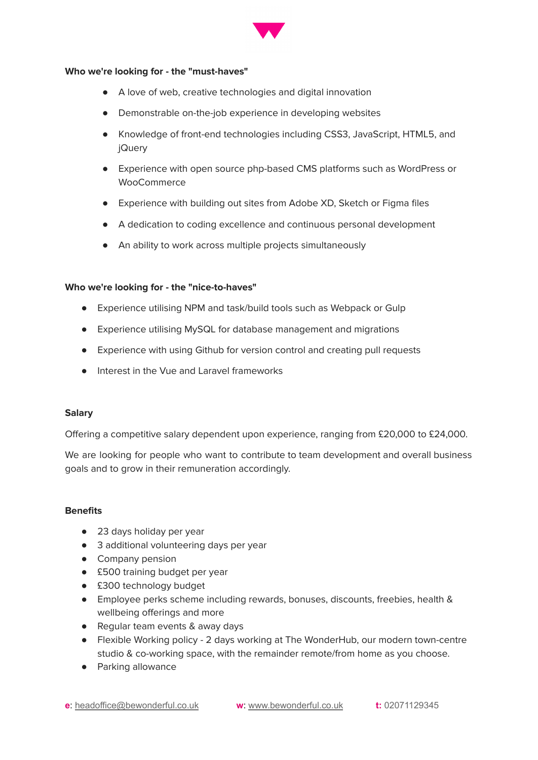**Who we're looking for - the "must-haves"**

- A love of web, creative technologies and digital innovation
- Demonstrable on-the-job experience in developing websites
- Knowledge of front-end technologies including CSS3, JavaScript, HTML5, and jQuery
- Experience with open source php-based CMS platforms such as WordPress or WooCommerce
- Experience with building out sites from Adobe XD, Sketch or Figma files
- A dedication to coding excellence and continuous personal development
- An ability to work across multiple projects simultaneously

**Who we're looking for - the "nice-to-haves"**

- Experience utilising NPM and task/build tools such as Webpack or Gulp
- Experience utilising MySQL for database management and migrations
- Experience with using Github for version control and creating pull requests
- Interest in the Vue and Laravel frameworks

**Salary**

Offering a competitive salary dependent upon experience, ranging from £20,000 to £24,000.

We are looking for people who want to contribute to team development and overall business goals and to grow in their remuneration accordingly.

**Benefits**

- 23 days holiday per year
- 3 additional volunteering days per year
- Company pension
- £500 training budget per year
- £300 technology budget
- Employee perks scheme including rewards, bonuses, discounts, freebies, health & wellbeing offerings and more
- Regular team events & away days
- Flexible Working policy - 2 days working at The WonderHub, our modern town-centre studio & co-working space, with the remainder remote/from home as you choose.
- Parking allowance

**e**: headoffice@bewonderful.co.uk **w**: www.bewonderful.co.uk **t:** 02071129345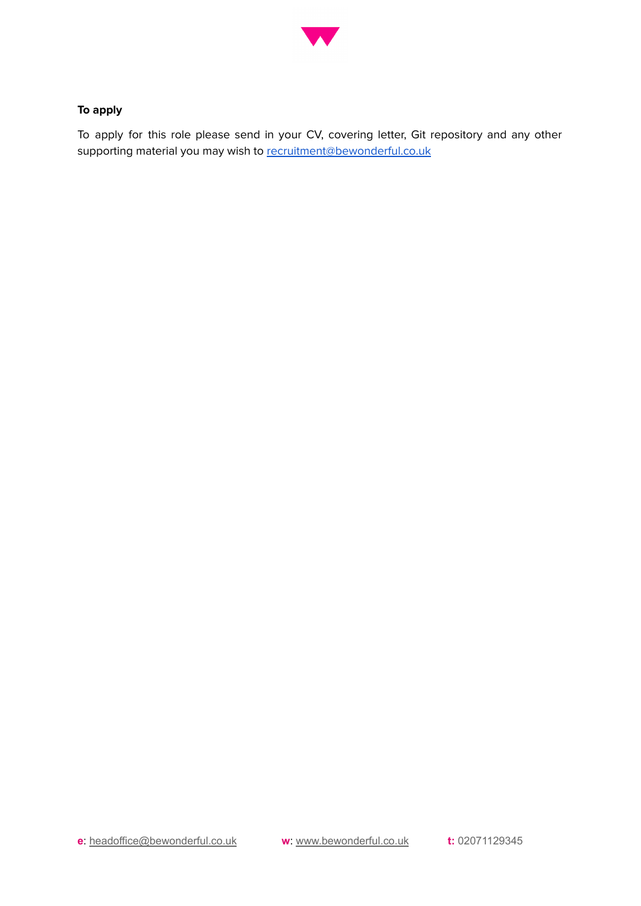**To apply**

To apply for this role please send in your CV, covering letter, Git repository and any other supporting material you may wish to recruitment@bewonderful.co.uk